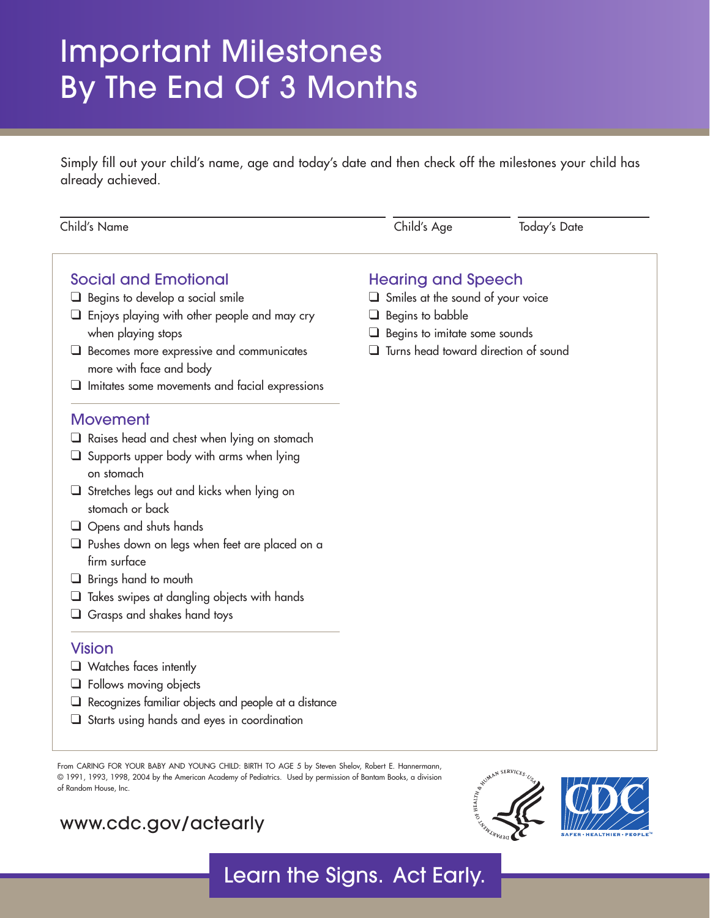# Important Milestones By The End Of 3 Months

Simply fill out your child's name, age and today's date and then check off the milestones your child has already achieved.

Child's Name ______________________ Child's Age __________ Today's Date __________

## Social and Emotional

- ❑ Begins to develop a social smile
- ❑ Enjoys playing with other people and may cry when playing stops
- ❑ Becomes more expressive and communicates more with face and body
- ❑ Imitates some movements and facial expressions

## Movement

- ❑ Raises head and chest when lying on stomach
- ❑ Supports upper body with arms when lying on stomach
- ❑ Stretches legs out and kicks when lying on stomach or back
- ❑ Opens and shuts hands
- ❑ Pushes down on legs when feet are placed on a firm surface
- ❑ Brings hand to mouth
- ❑ Takes swipes at dangling objects with hands
- ❑ Grasps and shakes hand toys

## Vision

- ❑ Watches faces intently
- ❑ Follows moving objects
- ❑ Recognizes familiar objects and people at a distance
- ❑ Starts using hands and eyes in coordination

## Hearing and Speech

- ❑ Smiles at the sound of your voice
- ❑ Begins to babble
- ❑ Begins to imitate some sounds
- ❑ Turns head toward direction of sound

From CARING FOR YOUR BABY AND YOUNG CHILD: BIRTH TO AGE 5 by Steven Shelov, Robert E. Hannermann, © 1991, 1993, 1998, 2004 by the American Academy of Pediatrics. Used by permission of Bantam Books, a division of Random House, Inc.

www.cdc.gov/actearly

Learn the Signs. Act Early.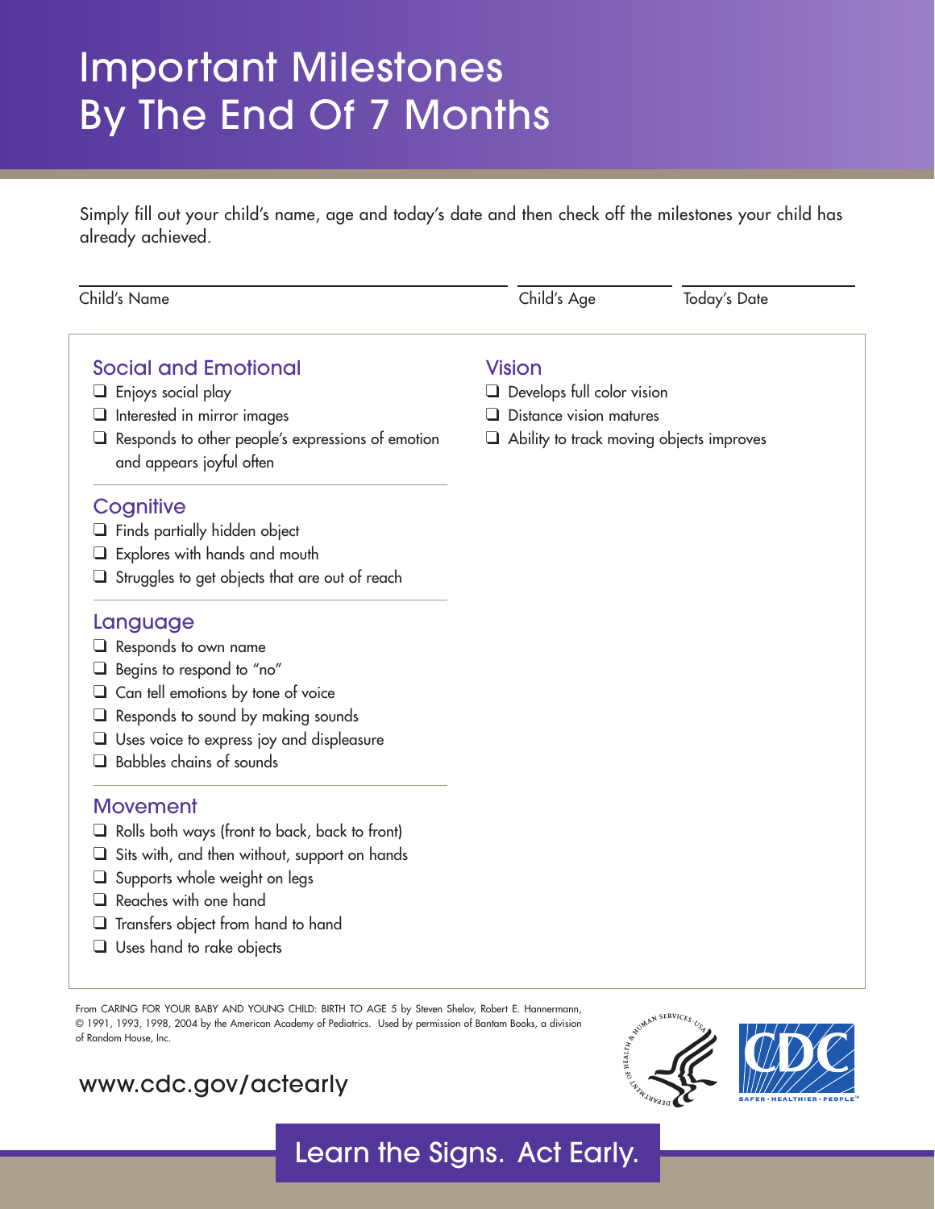# Important Milestones By The End Of 7 Months

Simply fill out your child's name, age and today's date and then check off the milestones your child has already achieved.

Child's Name ____________________ Child's Age __________ Today's Date __________

## Social and Emotional

- ❑ Enjoys social play
- ❑ Interested in mirror images
- ❑ Responds to other people's expressions of emotion and appears joyful often

## Cognitive

- ❑ Finds partially hidden object
- ❑ Explores with hands and mouth
- ❑ Struggles to get objects that are out of reach

## Language

- ❑ Responds to own name
- ❑ Begins to respond to "no"
- ❑ Can tell emotions by tone of voice
- ❑ Responds to sound by making sounds
- ❑ Uses voice to express joy and displeasure
- ❑ Babbles chains of sounds

## Movement

- ❑ Rolls both ways (front to back, back to front)
- ❑ Sits with, and then without, support on hands
- ❑ Supports whole weight on legs
- ❑ Reaches with one hand
- ❑ Transfers object from hand to hand
- ❑ Uses hand to rake objects

## Vision

- ❑ Develops full color vision
- ❑ Distance vision matures
- ❑ Ability to track moving objects improves

From CARING FOR YOUR BABY AND YOUNG CHILD: BIRTH TO AGE 5 by Steven Shelov, Robert E. Hannermann, © 1991, 1993, 1998, 2004 by the American Academy of Pediatrics. Used by permission of Bantam Books, a division of Random House, Inc.

www.cdc.gov/actearly

Learn the Signs. Act Early.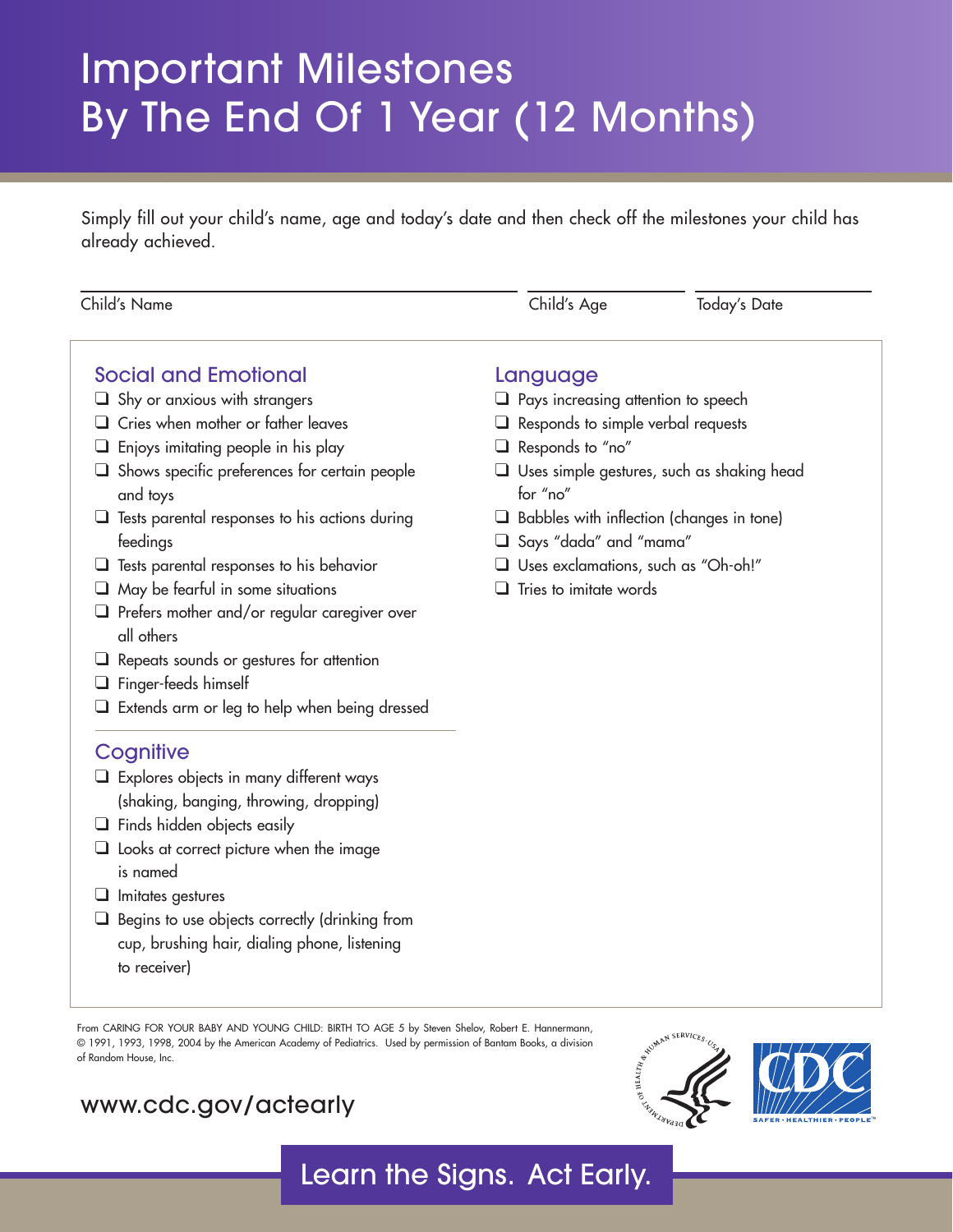# Important Milestones By The End Of 1 Year (12 Months)

Simply fill out your child's name, age and today's date and then check off the milestones your child has already achieved.

Child's Name ____________________ Child's Age __________ Today's Date __________

## Social and Emotional

- ❑ Shy or anxious with strangers
- ❑ Cries when mother or father leaves
- ❑ Enjoys imitating people in his play
- ❑ Shows specific preferences for certain people and toys
- ❑ Tests parental responses to his actions during feedings
- ❑ Tests parental responses to his behavior
- ❑ May be fearful in some situations
- ❑ Prefers mother and/or regular caregiver over all others
- ❑ Repeats sounds or gestures for attention
- ❑ Finger-feeds himself
- ❑ Extends arm or leg to help when being dressed

## Cognitive

- ❑ Explores objects in many different ways (shaking, banging, throwing, dropping)
- ❑ Finds hidden objects easily
- ❑ Looks at correct picture when the image is named
- ❑ Imitates gestures
- ❑ Begins to use objects correctly (drinking from cup, brushing hair, dialing phone, listening to receiver)

## Language

- ❑ Pays increasing attention to speech
- ❑ Responds to simple verbal requests
- ❑ Responds to "no"
- ❑ Uses simple gestures, such as shaking head for "no"
- ❑ Babbles with inflection (changes in tone)
- ❑ Says "dada" and "mama"
- ❑ Uses exclamations, such as "Oh-oh!"
- ❑ Tries to imitate words

From CARING FOR YOUR BABY AND YOUNG CHILD: BIRTH TO AGE 5 by Steven Shelov, Robert E. Hannermann, © 1991, 1993, 1998, 2004 by the American Academy of Pediatrics. Used by permission of Bantam Books, a division of Random House, Inc.

www.cdc.gov/actearly

Learn the Signs. Act Early.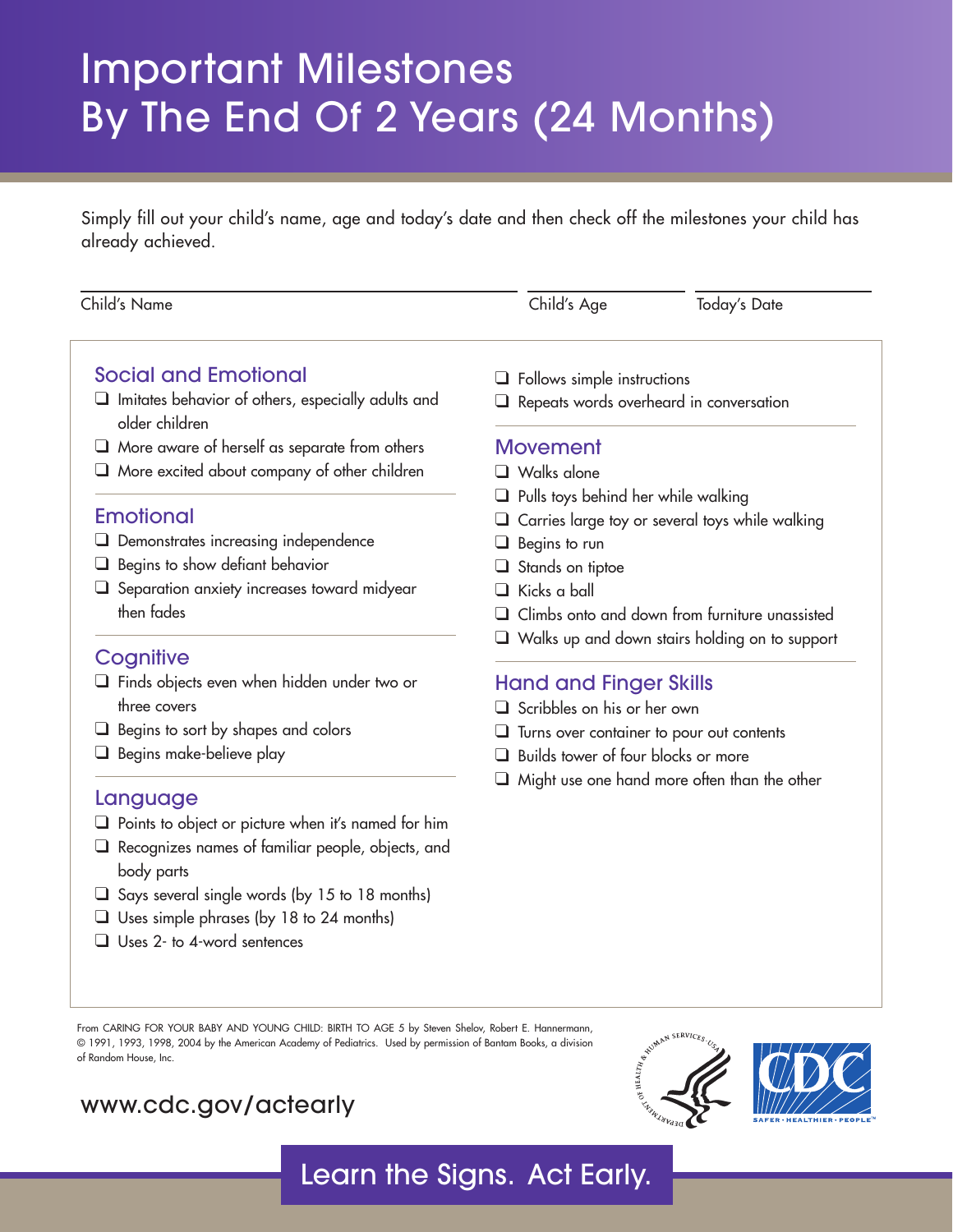# Important Milestones By The End Of 2 Years (24 Months)

Simply fill out your child's name, age and today's date and then check off the milestones your child has already achieved.

Child's Name \_\_\_\_\_\_\_\_\_\_ Child's Age \_\_\_\_\_\_\_\_\_\_ Today's Date \_\_\_\_\_\_\_\_\_\_

## Social and Emotional

- ❑ Imitates behavior of others, especially adults and older children
- ❑ More aware of herself as separate from others
- ❑ More excited about company of other children

## Emotional

- ❑ Demonstrates increasing independence
- ❑ Begins to show defiant behavior
- ❑ Separation anxiety increases toward midyear then fades

## Cognitive

- ❑ Finds objects even when hidden under two or three covers
- ❑ Begins to sort by shapes and colors
- ❑ Begins make-believe play

## Language

- ❑ Points to object or picture when it's named for him
- ❑ Recognizes names of familiar people, objects, and body parts
- ❑ Says several single words (by 15 to 18 months)
- ❑ Uses simple phrases (by 18 to 24 months)
- ❑ Uses 2- to 4-word sentences
- ❑ Follows simple instructions
- ❑ Repeats words overheard in conversation

## Movement

- ❑ Walks alone
- ❑ Pulls toys behind her while walking
- ❑ Carries large toy or several toys while walking
- ❑ Begins to run
- ❑ Stands on tiptoe
- ❑ Kicks a ball
- ❑ Climbs onto and down from furniture unassisted
- ❑ Walks up and down stairs holding on to support

## Hand and Finger Skills

- ❑ Scribbles on his or her own
- ❑ Turns over container to pour out contents
- ❑ Builds tower of four blocks or more
- ❑ Might use one hand more often than the other

From CARING FOR YOUR BABY AND YOUNG CHILD: BIRTH TO AGE 5 by Steven Shelov, Robert E. Hannermann, © 1991, 1993, 1998, 2004 by the American Academy of Pediatrics. Used by permission of Bantam Books, a division of Random House, Inc.

www.cdc.gov/actearly

Learn the Signs. Act Early.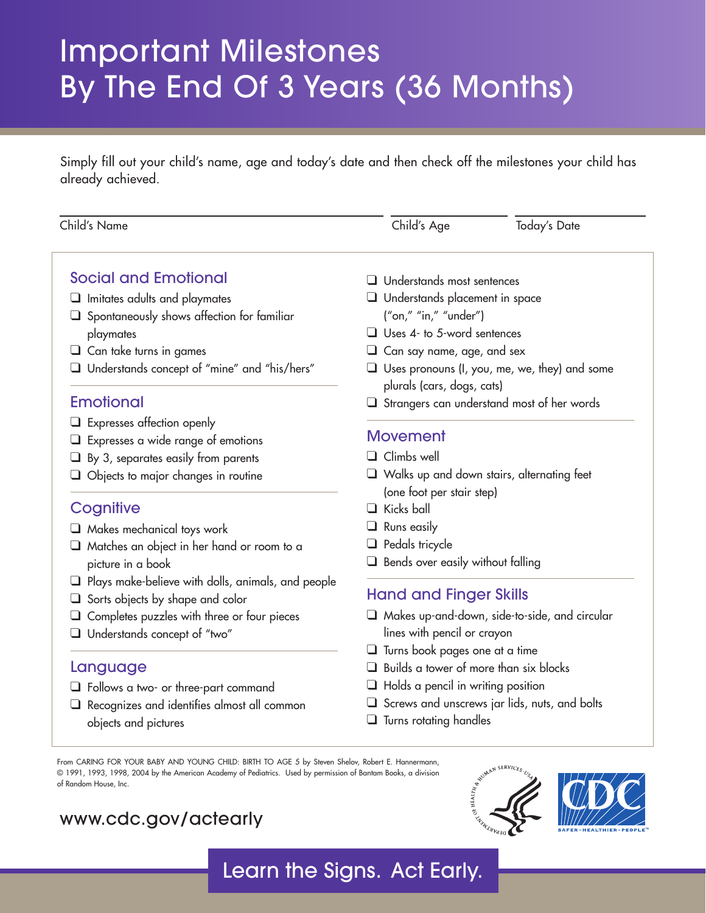# Important Milestones By The End Of 3 Years (36 Months)

Simply fill out your child's name, age and today's date and then check off the milestones your child has already achieved.

Child's Name ______________________ Child's Age __________ Today's Date __________

## Social and Emotional

- ❑ Imitates adults and playmates
- ❑ Spontaneously shows affection for familiar playmates
- ❑ Can take turns in games
- ❑ Understands concept of "mine" and "his/hers"

## Emotional

- ❑ Expresses affection openly
- ❑ Expresses a wide range of emotions
- ❑ By 3, separates easily from parents
- ❑ Objects to major changes in routine

## Cognitive

- ❑ Makes mechanical toys work
- ❑ Matches an object in her hand or room to a picture in a book
- ❑ Plays make-believe with dolls, animals, and people
- ❑ Sorts objects by shape and color
- ❑ Completes puzzles with three or four pieces
- ❑ Understands concept of "two"

## Language

- ❑ Follows a two- or three-part command
- ❑ Recognizes and identifies almost all common objects and pictures
- ❑ Understands most sentences
- ❑ Understands placement in space ("on," "in," "under")
- ❑ Uses 4- to 5-word sentences
- ❑ Can say name, age, and sex
- ❑ Uses pronouns (I, you, me, we, they) and some plurals (cars, dogs, cats)
- ❑ Strangers can understand most of her words

## Movement

- ❑ Climbs well
- ❑ Walks up and down stairs, alternating feet (one foot per stair step)
- ❑ Kicks ball
- ❑ Runs easily
- ❑ Pedals tricycle
- ❑ Bends over easily without falling

## Hand and Finger Skills

- ❑ Makes up-and-down, side-to-side, and circular lines with pencil or crayon
- ❑ Turns book pages one at a time
- ❑ Builds a tower of more than six blocks
- ❑ Holds a pencil in writing position
- ❑ Screws and unscrews jar lids, nuts, and bolts
- ❑ Turns rotating handles

From CARING FOR YOUR BABY AND YOUNG CHILD: BIRTH TO AGE 5 by Steven Shelov, Robert E. Hannermann, © 1991, 1993, 1998, 2004 by the American Academy of Pediatrics. Used by permission of Bantam Books, a division of Random House, Inc.

www.cdc.gov/actearly

Learn the Signs. Act Early.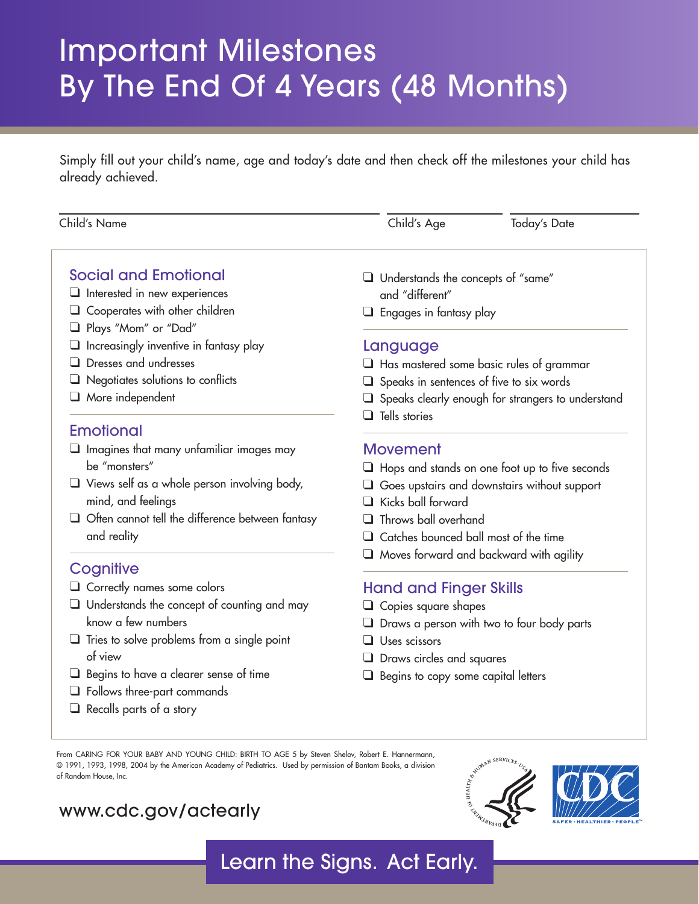# Important Milestones By The End Of 4 Years (48 Months)

Simply fill out your child's name, age and today's date and then check off the milestones your child has already achieved.

Child's Name ______________________ Child's Age __________ Today's Date __________

## Social and Emotional

- ❑ Interested in new experiences
- ❑ Cooperates with other children
- ❑ Plays "Mom" or "Dad"
- ❑ Increasingly inventive in fantasy play
- ❑ Dresses and undresses
- ❑ Negotiates solutions to conflicts
- ❑ More independent

## Emotional

- ❑ Imagines that many unfamiliar images may be "monsters"
- ❑ Views self as a whole person involving body, mind, and feelings
- ❑ Often cannot tell the difference between fantasy and reality

## Cognitive

- ❑ Correctly names some colors
- ❑ Understands the concept of counting and may know a few numbers
- ❑ Tries to solve problems from a single point of view
- ❑ Begins to have a clearer sense of time
- ❑ Follows three-part commands
- ❑ Recalls parts of a story
- ❑ Understands the concepts of "same" and "different"
- ❑ Engages in fantasy play

## Language

- ❑ Has mastered some basic rules of grammar
- ❑ Speaks in sentences of five to six words
- ❑ Speaks clearly enough for strangers to understand
- ❑ Tells stories

## Movement

- ❑ Hops and stands on one foot up to five seconds
- ❑ Goes upstairs and downstairs without support
- ❑ Kicks ball forward
- ❑ Throws ball overhand
- ❑ Catches bounced ball most of the time
- ❑ Moves forward and backward with agility

## Hand and Finger Skills

- ❑ Copies square shapes
- ❑ Draws a person with two to four body parts
- ❑ Uses scissors
- ❑ Draws circles and squares
- ❑ Begins to copy some capital letters

From CARING FOR YOUR BABY AND YOUNG CHILD: BIRTH TO AGE 5 by Steven Shelov, Robert E. Hannermann, © 1991, 1993, 1998, 2004 by the American Academy of Pediatrics. Used by permission of Bantam Books, a division of Random House, Inc.

www.cdc.gov/actearly

Learn the Signs. Act Early.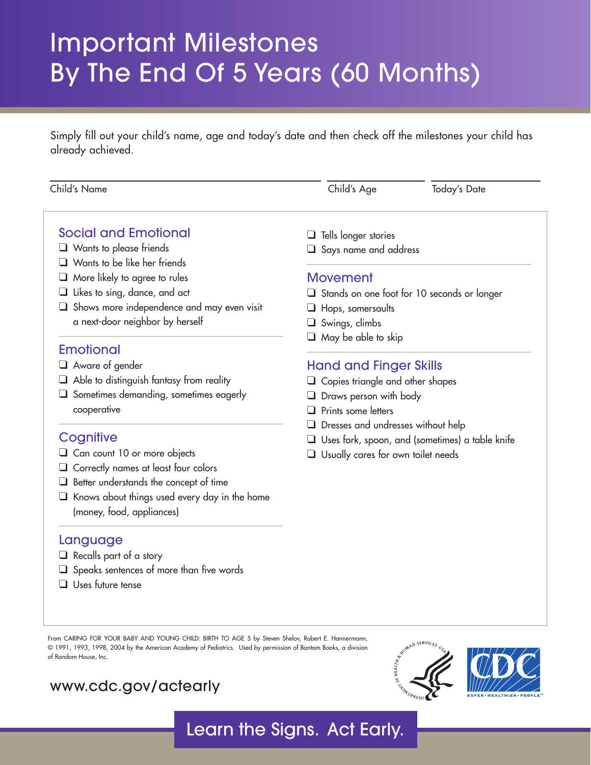# Important Milestones By The End Of 5 Years (60 Months)

Simply fill out your child's name, age and today's date and then check off the milestones your child has already achieved.

Child's Name ______________________ Child's Age __________ Today's Date __________

## Social and Emotional

- ❑ Wants to please friends
- ❑ Wants to be like her friends
- ❑ More likely to agree to rules
- ❑ Likes to sing, dance, and act
- ❑ Shows more independence and may even visit a next-door neighbor by herself

## Emotional

- ❑ Aware of gender
- ❑ Able to distinguish fantasy from reality
- ❑ Sometimes demanding, sometimes eagerly cooperative

## Cognitive

- ❑ Can count 10 or more objects
- ❑ Correctly names at least four colors
- ❑ Better understands the concept of time
- ❑ Knows about things used every day in the home (money, food, appliances)

## Language

- ❑ Recalls part of a story
- ❑ Speaks sentences of more than five words
- ❑ Uses future tense
- ❑ Tells longer stories
- ❑ Says name and address

## Movement

- ❑ Stands on one foot for 10 seconds or longer
- ❑ Hops, somersaults
- ❑ Swings, climbs
- ❑ May be able to skip

## Hand and Finger Skills

- ❑ Copies triangle and other shapes
- ❑ Draws person with body
- ❑ Prints some letters
- ❑ Dresses and undresses without help
- ❑ Uses fork, spoon, and (sometimes) a table knife
- ❑ Usually cares for own toilet needs

From CARING FOR YOUR BABY AND YOUNG CHILD: BIRTH TO AGE 5 by Steven Shelov, Robert E. Hannermann, © 1991, 1993, 1998, 2004 by the American Academy of Pediatrics. Used by permission of Bantam Books, a division of Random House, Inc.

www.cdc.gov/actearly

Learn the Signs. Act Early.